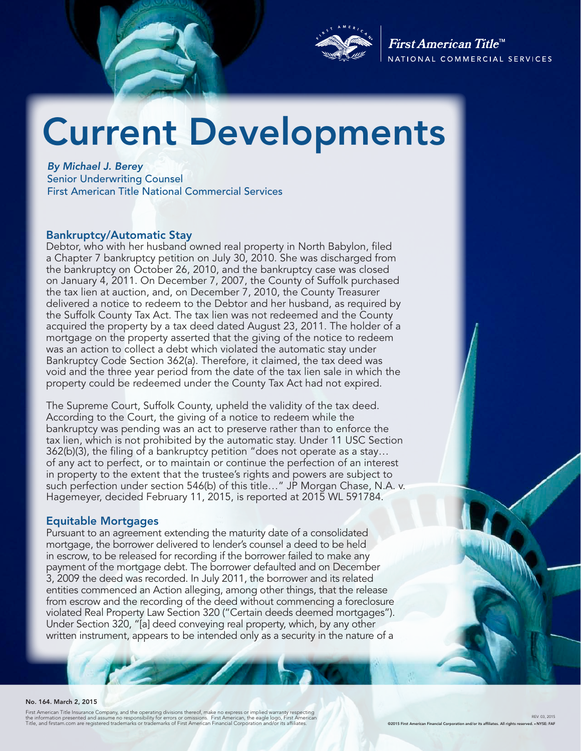First American Title™
NATIONAL COMMERCIAL SERVICES

# Current Developments

*By Michael J. Berey*
Senior Underwriting Counsel
First American Title National Commercial Services

## Bankruptcy/Automatic Stay

Debtor, who with her husband owned real property in North Babylon, filed a Chapter 7 bankruptcy petition on July 30, 2010. She was discharged from the bankruptcy on October 26, 2010, and the bankruptcy case was closed on January 4, 2011. On December 7, 2007, the County of Suffolk purchased the tax lien at auction, and, on December 7, 2010, the County Treasurer delivered a notice to redeem to the Debtor and her husband, as required by the Suffolk County Tax Act. The tax lien was not redeemed and the County acquired the property by a tax deed dated August 23, 2011. The holder of a mortgage on the property asserted that the giving of the notice to redeem was an action to collect a debt which violated the automatic stay under Bankruptcy Code Section 362(a). Therefore, it claimed, the tax deed was void and the three year period from the date of the tax lien sale in which the property could be redeemed under the County Tax Act had not expired.

The Supreme Court, Suffolk County, upheld the validity of the tax deed. According to the Court, the giving of a notice to redeem while the bankruptcy was pending was an act to preserve rather than to enforce the tax lien, which is not prohibited by the automatic stay. Under 11 USC Section 362(b)(3), the filing of a bankruptcy petition "does not operate as a stay… of any act to perfect, or to maintain or continue the perfection of an interest in property to the extent that the trustee's rights and powers are subject to such perfection under section 546(b) of this title…" JP Morgan Chase, N.A. v. Hagemeyer, decided February 11, 2015, is reported at 2015 WL 591784.

## Equitable Mortgages

Pursuant to an agreement extending the maturity date of a consolidated mortgage, the borrower delivered to lender's counsel a deed to be held in escrow, to be released for recording if the borrower failed to make any payment of the mortgage debt. The borrower defaulted and on December 3, 2009 the deed was recorded. In July 2011, the borrower and its related entities commenced an Action alleging, among other things, that the release from escrow and the recording of the deed without commencing a foreclosure violated Real Property Law Section 320 ("Certain deeds deemed mortgages"). Under Section 320, "[a] deed conveying real property, which, by any other written instrument, appears to be intended only as a security in the nature of a

No. 164. March 2, 2015

First American Title Insurance Company, and the operating divisions thereof, make no express or implied warranty respecting the information presented and assume no responsibility for errors or omissions. First American, the eagle logo, First American Title, and firstam.com are registered trademarks or trademarks of First American Financial Corporation and/or its affiliates.

REV 03, 2015
©2015 First American Financial Corporation and/or its affiliates. All rights reserved. • NYSE: FAF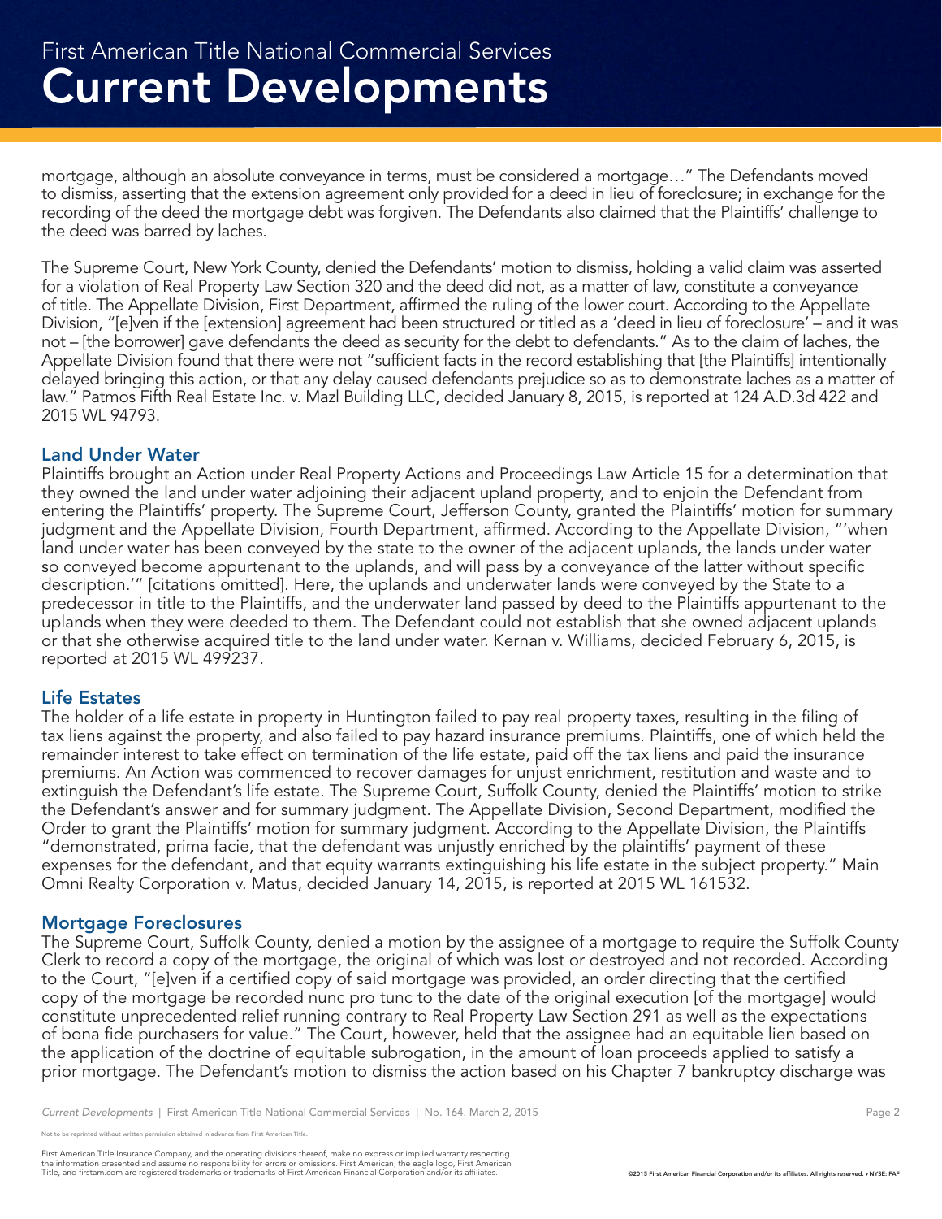mortgage, although an absolute conveyance in terms, must be considered a mortgage…" The Defendants moved to dismiss, asserting that the extension agreement only provided for a deed in lieu of foreclosure; in exchange for the recording of the deed the mortgage debt was forgiven. The Defendants also claimed that the Plaintiffs' challenge to the deed was barred by laches.

The Supreme Court, New York County, denied the Defendants' motion to dismiss, holding a valid claim was asserted for a violation of Real Property Law Section 320 and the deed did not, as a matter of law, constitute a conveyance of title. The Appellate Division, First Department, affirmed the ruling of the lower court. According to the Appellate Division, "[e]ven if the [extension] agreement had been structured or titled as a 'deed in lieu of foreclosure' – and it was not – [the borrower] gave defendants the deed as security for the debt to defendants." As to the claim of laches, the Appellate Division found that there were not "sufficient facts in the record establishing that [the Plaintiffs] intentionally delayed bringing this action, or that any delay caused defendants prejudice so as to demonstrate laches as a matter of law." Patmos Fifth Real Estate Inc. v. Mazl Building LLC, decided January 8, 2015, is reported at 124 A.D.3d 422 and 2015 WL 94793.

### Land Under Water

Plaintiffs brought an Action under Real Property Actions and Proceedings Law Article 15 for a determination that they owned the land under water adjoining their adjacent upland property, and to enjoin the Defendant from entering the Plaintiffs' property. The Supreme Court, Jefferson County, granted the Plaintiffs' motion for summary judgment and the Appellate Division, Fourth Department, affirmed. According to the Appellate Division, "'when land under water has been conveyed by the state to the owner of the adjacent uplands, the lands under water so conveyed become appurtenant to the uplands, and will pass by a conveyance of the latter without specific description.'" [citations omitted]. Here, the uplands and underwater lands were conveyed by the State to a predecessor in title to the Plaintiffs, and the underwater land passed by deed to the Plaintiffs appurtenant to the uplands when they were deeded to them. The Defendant could not establish that she owned adjacent uplands or that she otherwise acquired title to the land under water. Kernan v. Williams, decided February 6, 2015, is reported at 2015 WL 499237.

### Life Estates

The holder of a life estate in property in Huntington failed to pay real property taxes, resulting in the filing of tax liens against the property, and also failed to pay hazard insurance premiums. Plaintiffs, one of which held the remainder interest to take effect on termination of the life estate, paid off the tax liens and paid the insurance premiums. An Action was commenced to recover damages for unjust enrichment, restitution and waste and to extinguish the Defendant's life estate. The Supreme Court, Suffolk County, denied the Plaintiffs' motion to strike the Defendant's answer and for summary judgment. The Appellate Division, Second Department, modified the Order to grant the Plaintiffs' motion for summary judgment. According to the Appellate Division, the Plaintiffs "demonstrated, prima facie, that the defendant was unjustly enriched by the plaintiffs' payment of these expenses for the defendant, and that equity warrants extinguishing his life estate in the subject property." Main Omni Realty Corporation v. Matus, decided January 14, 2015, is reported at 2015 WL 161532.

### Mortgage Foreclosures

The Supreme Court, Suffolk County, denied a motion by the assignee of a mortgage to require the Suffolk County Clerk to record a copy of the mortgage, the original of which was lost or destroyed and not recorded. According to the Court, "[e]ven if a certified copy of said mortgage was provided, an order directing that the certified copy of the mortgage be recorded nunc pro tunc to the date of the original execution [of the mortgage] would constitute unprecedented relief running contrary to Real Property Law Section 291 as well as the expectations of bona fide purchasers for value." The Court, however, held that the assignee had an equitable lien based on the application of the doctrine of equitable subrogation, in the amount of loan proceeds applied to satisfy a prior mortgage. The Defendant's motion to dismiss the action based on his Chapter 7 bankruptcy discharge was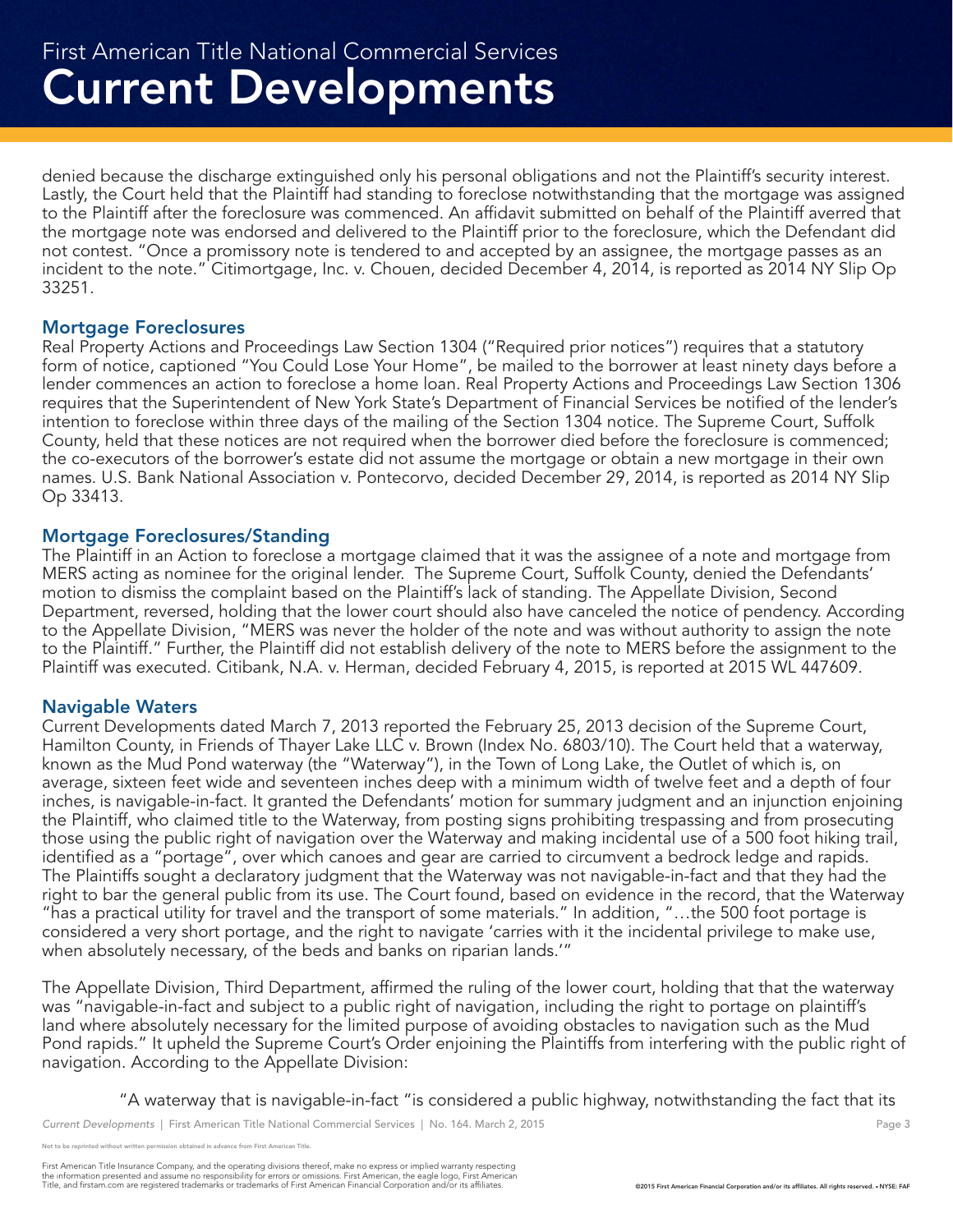denied because the discharge extinguished only his personal obligations and not the Plaintiff's security interest. Lastly, the Court held that the Plaintiff had standing to foreclose notwithstanding that the mortgage was assigned to the Plaintiff after the foreclosure was commenced. An affidavit submitted on behalf of the Plaintiff averred that the mortgage note was endorsed and delivered to the Plaintiff prior to the foreclosure, which the Defendant did not contest. "Once a promissory note is tendered to and accepted by an assignee, the mortgage passes as an incident to the note." Citimortgage, Inc. v. Chouen, decided December 4, 2014, is reported as 2014 NY Slip Op 33251.

## Mortgage Foreclosures

Real Property Actions and Proceedings Law Section 1304 ("Required prior notices") requires that a statutory form of notice, captioned "You Could Lose Your Home", be mailed to the borrower at least ninety days before a lender commences an action to foreclose a home loan. Real Property Actions and Proceedings Law Section 1306 requires that the Superintendent of New York State's Department of Financial Services be notified of the lender's intention to foreclose within three days of the mailing of the Section 1304 notice. The Supreme Court, Suffolk County, held that these notices are not required when the borrower died before the foreclosure is commenced; the co-executors of the borrower's estate did not assume the mortgage or obtain a new mortgage in their own names. U.S. Bank National Association v. Pontecorvo, decided December 29, 2014, is reported as 2014 NY Slip Op 33413.

## Mortgage Foreclosures/Standing

The Plaintiff in an Action to foreclose a mortgage claimed that it was the assignee of a note and mortgage from MERS acting as nominee for the original lender. The Supreme Court, Suffolk County, denied the Defendants' motion to dismiss the complaint based on the Plaintiff's lack of standing. The Appellate Division, Second Department, reversed, holding that the lower court should also have canceled the notice of pendency. According to the Appellate Division, "MERS was never the holder of the note and was without authority to assign the note to the Plaintiff." Further, the Plaintiff did not establish delivery of the note to MERS before the assignment to the Plaintiff was executed. Citibank, N.A. v. Herman, decided February 4, 2015, is reported at 2015 WL 447609.

## Navigable Waters

Current Developments dated March 7, 2013 reported the February 25, 2013 decision of the Supreme Court, Hamilton County, in Friends of Thayer Lake LLC v. Brown (Index No. 6803/10). The Court held that a waterway, known as the Mud Pond waterway (the "Waterway"), in the Town of Long Lake, the Outlet of which is, on average, sixteen feet wide and seventeen inches deep with a minimum width of twelve feet and a depth of four inches, is navigable-in-fact. It granted the Defendants' motion for summary judgment and an injunction enjoining the Plaintiff, who claimed title to the Waterway, from posting signs prohibiting trespassing and from prosecuting those using the public right of navigation over the Waterway and making incidental use of a 500 foot hiking trail, identified as a "portage", over which canoes and gear are carried to circumvent a bedrock ledge and rapids. The Plaintiffs sought a declaratory judgment that the Waterway was not navigable-in-fact and that they had the right to bar the general public from its use. The Court found, based on evidence in the record, that the Waterway "has a practical utility for travel and the transport of some materials." In addition, "…the 500 foot portage is considered a very short portage, and the right to navigate 'carries with it the incidental privilege to make use, when absolutely necessary, of the beds and banks on riparian lands.'"

The Appellate Division, Third Department, affirmed the ruling of the lower court, holding that that the waterway was "navigable-in-fact and subject to a public right of navigation, including the right to portage on plaintiff's land where absolutely necessary for the limited purpose of avoiding obstacles to navigation such as the Mud Pond rapids." It upheld the Supreme Court's Order enjoining the Plaintiffs from interfering with the public right of navigation. According to the Appellate Division:

> "A waterway that is navigable-in-fact "is considered a public highway, notwithstanding the fact that its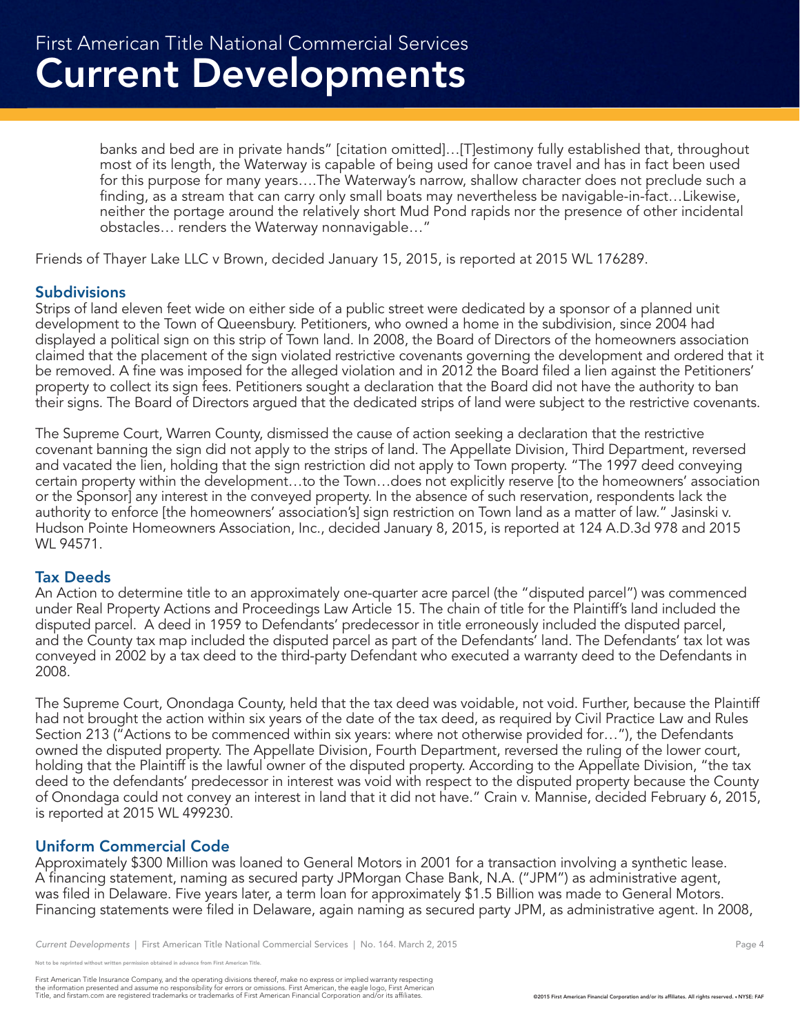banks and bed are in private hands" [citation omitted]…[T]estimony fully established that, throughout most of its length, the Waterway is capable of being used for canoe travel and has in fact been used for this purpose for many years….The Waterway's narrow, shallow character does not preclude such a finding, as a stream that can carry only small boats may nevertheless be navigable-in-fact…Likewise, neither the portage around the relatively short Mud Pond rapids nor the presence of other incidental obstacles… renders the Waterway nonnavigable…"

Friends of Thayer Lake LLC v Brown, decided January 15, 2015, is reported at 2015 WL 176289.

### Subdivisions

Strips of land eleven feet wide on either side of a public street were dedicated by a sponsor of a planned unit development to the Town of Queensbury. Petitioners, who owned a home in the subdivision, since 2004 had displayed a political sign on this strip of Town land. In 2008, the Board of Directors of the homeowners association claimed that the placement of the sign violated restrictive covenants governing the development and ordered that it be removed. A fine was imposed for the alleged violation and in 2012 the Board filed a lien against the Petitioners' property to collect its sign fees. Petitioners sought a declaration that the Board did not have the authority to ban their signs. The Board of Directors argued that the dedicated strips of land were subject to the restrictive covenants.

The Supreme Court, Warren County, dismissed the cause of action seeking a declaration that the restrictive covenant banning the sign did not apply to the strips of land. The Appellate Division, Third Department, reversed and vacated the lien, holding that the sign restriction did not apply to Town property. "The 1997 deed conveying certain property within the development…to the Town…does not explicitly reserve [to the homeowners' association or the Sponsor] any interest in the conveyed property. In the absence of such reservation, respondents lack the authority to enforce [the homeowners' association's] sign restriction on Town land as a matter of law." Jasinski v. Hudson Pointe Homeowners Association, Inc., decided January 8, 2015, is reported at 124 A.D.3d 978 and 2015 WL 94571.

### Tax Deeds

An Action to determine title to an approximately one-quarter acre parcel (the "disputed parcel") was commenced under Real Property Actions and Proceedings Law Article 15. The chain of title for the Plaintiff's land included the disputed parcel. A deed in 1959 to Defendants' predecessor in title erroneously included the disputed parcel, and the County tax map included the disputed parcel as part of the Defendants' land. The Defendants' tax lot was conveyed in 2002 by a tax deed to the third-party Defendant who executed a warranty deed to the Defendants in 2008.

The Supreme Court, Onondaga County, held that the tax deed was voidable, not void. Further, because the Plaintiff had not brought the action within six years of the date of the tax deed, as required by Civil Practice Law and Rules Section 213 ("Actions to be commenced within six years: where not otherwise provided for…"), the Defendants owned the disputed property. The Appellate Division, Fourth Department, reversed the ruling of the lower court, holding that the Plaintiff is the lawful owner of the disputed property. According to the Appellate Division, "the tax deed to the defendants' predecessor in interest was void with respect to the disputed property because the County of Onondaga could not convey an interest in land that it did not have." Crain v. Mannise, decided February 6, 2015, is reported at 2015 WL 499230.

### Uniform Commercial Code

Approximately $300 Million was loaned to General Motors in 2001 for a transaction involving a synthetic lease. A financing statement, naming as secured party JPMorgan Chase Bank, N.A. ("JPM") as administrative agent, was filed in Delaware. Five years later, a term loan for approximately $1.5 Billion was made to General Motors. Financing statements were filed in Delaware, again naming as secured party JPM, as administrative agent. In 2008,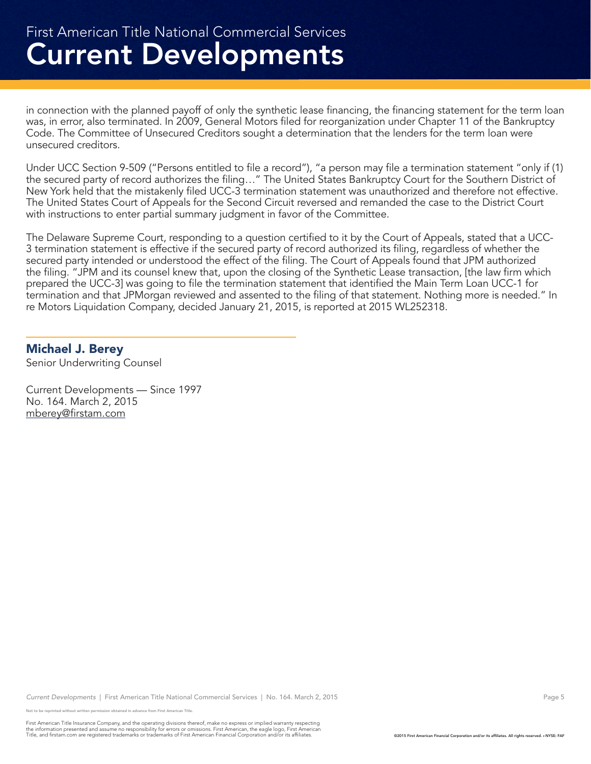in connection with the planned payoff of only the synthetic lease financing, the financing statement for the term loan was, in error, also terminated. In 2009, General Motors filed for reorganization under Chapter 11 of the Bankruptcy Code. The Committee of Unsecured Creditors sought a determination that the lenders for the term loan were unsecured creditors.

Under UCC Section 9-509 ("Persons entitled to file a record"), "a person may file a termination statement "only if (1) the secured party of record authorizes the filing…" The United States Bankruptcy Court for the Southern District of New York held that the mistakenly filed UCC-3 termination statement was unauthorized and therefore not effective. The United States Court of Appeals for the Second Circuit reversed and remanded the case to the District Court with instructions to enter partial summary judgment in favor of the Committee.

The Delaware Supreme Court, responding to a question certified to it by the Court of Appeals, stated that a UCC-3 termination statement is effective if the secured party of record authorized its filing, regardless of whether the secured party intended or understood the effect of the filing. The Court of Appeals found that JPM authorized the filing. "JPM and its counsel knew that, upon the closing of the Synthetic Lease transaction, [the law firm which prepared the UCC-3] was going to file the termination statement that identified the Main Term Loan UCC-1 for termination and that JPMorgan reviewed and assented to the filing of that statement. Nothing more is needed." In re Motors Liquidation Company, decided January 21, 2015, is reported at 2015 WL252318.

**Michael J. Berey**
Senior Underwriting Counsel

Current Developments — Since 1997
No. 164. March 2, 2015
mberey@firstam.com

Not to be reprinted without written permission obtained in advance from First American Title.

First American Title Insurance Company, and the operating divisions thereof, make no express or implied warranty respecting the information presented and assume no responsibility for errors or omissions. First American, the eagle logo, First American Title, and firstam.com are registered trademarks or trademarks of First American Financial Corporation and/or its affiliates.

©2015 First American Financial Corporation and/or its affiliates. All rights reserved. • NYSE: FAF